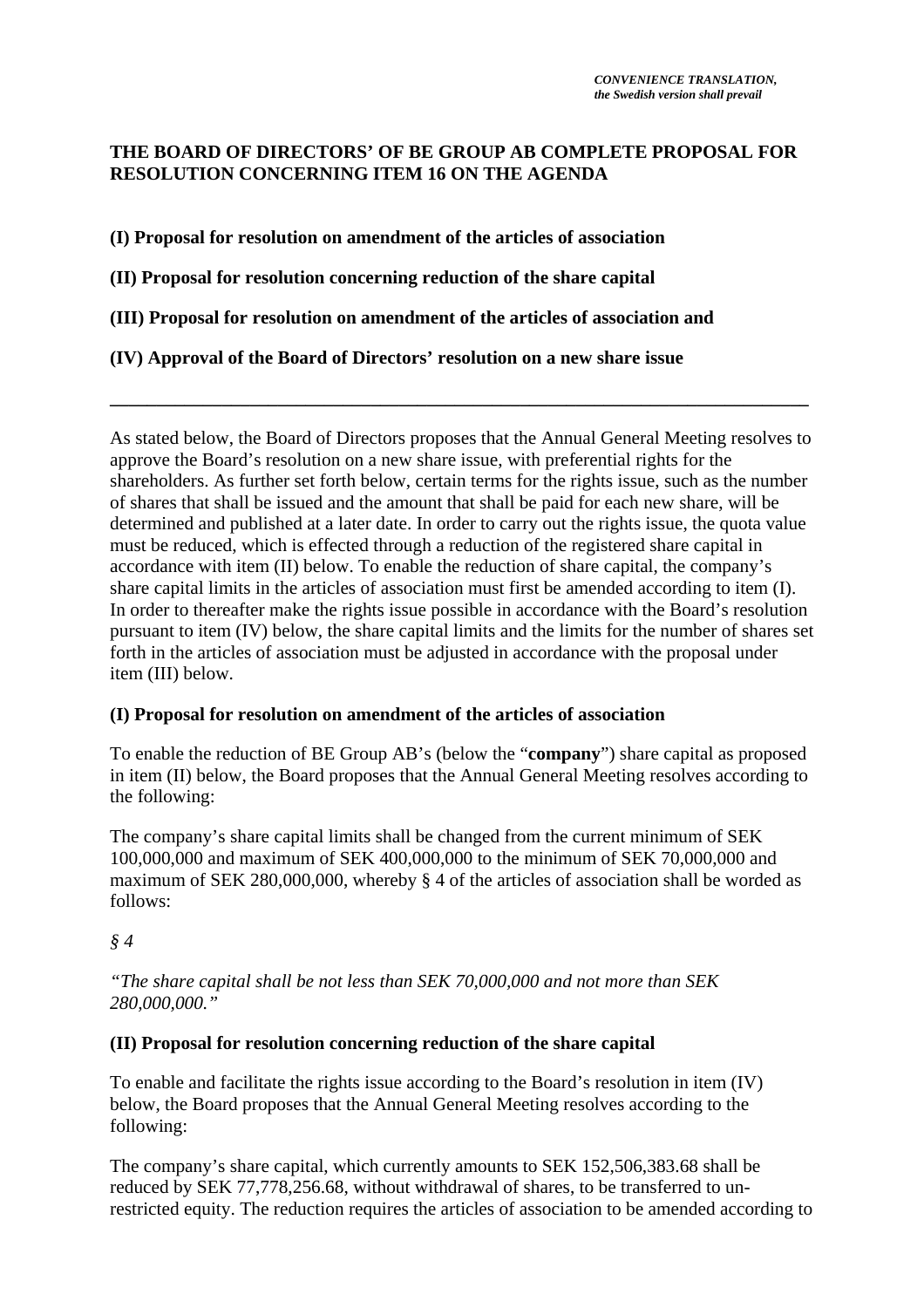*CONVENIENCE TRANSLATION,*
*the Swedish version shall prevail*

**THE BOARD OF DIRECTORS' OF BE GROUP AB COMPLETE PROPOSAL FOR RESOLUTION CONCERNING ITEM 16 ON THE AGENDA**

**(I) Proposal for resolution on amendment of the articles of association**

**(II) Proposal for resolution concerning reduction of the share capital**

**(III) Proposal for resolution on amendment of the articles of association and**

**(IV) Approval of the Board of Directors' resolution on a new share issue**

---

As stated below, the Board of Directors proposes that the Annual General Meeting resolves to approve the Board's resolution on a new share issue, with preferential rights for the shareholders. As further set forth below, certain terms for the rights issue, such as the number of shares that shall be issued and the amount that shall be paid for each new share, will be determined and published at a later date. In order to carry out the rights issue, the quota value must be reduced, which is effected through a reduction of the registered share capital in accordance with item (II) below. To enable the reduction of share capital, the company's share capital limits in the articles of association must first be amended according to item (I). In order to thereafter make the rights issue possible in accordance with the Board's resolution pursuant to item (IV) below, the share capital limits and the limits for the number of shares set forth in the articles of association must be adjusted in accordance with the proposal under item (III) below.

**(I) Proposal for resolution on amendment of the articles of association**

To enable the reduction of BE Group AB's (below the "**company**") share capital as proposed in item (II) below, the Board proposes that the Annual General Meeting resolves according to the following:

The company's share capital limits shall be changed from the current minimum of SEK 100,000,000 and maximum of SEK 400,000,000 to the minimum of SEK 70,000,000 and maximum of SEK 280,000,000, whereby § 4 of the articles of association shall be worded as follows:

*§ 4*

*"The share capital shall be not less than SEK 70,000,000 and not more than SEK 280,000,000."*

**(II) Proposal for resolution concerning reduction of the share capital**

To enable and facilitate the rights issue according to the Board's resolution in item (IV) below, the Board proposes that the Annual General Meeting resolves according to the following:

The company's share capital, which currently amounts to SEK 152,506,383.68 shall be reduced by SEK 77,778,256.68, without withdrawal of shares, to be transferred to un-restricted equity. The reduction requires the articles of association to be amended according to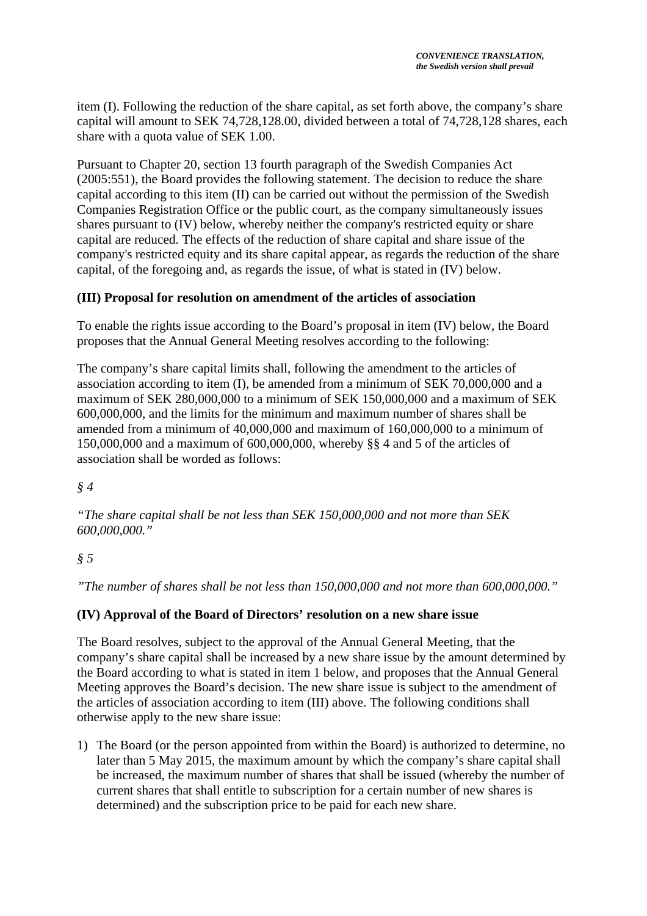item (I). Following the reduction of the share capital, as set forth above, the company's share capital will amount to SEK 74,728,128.00, divided between a total of 74,728,128 shares, each share with a quota value of SEK 1.00.

Pursuant to Chapter 20, section 13 fourth paragraph of the Swedish Companies Act (2005:551), the Board provides the following statement. The decision to reduce the share capital according to this item (II) can be carried out without the permission of the Swedish Companies Registration Office or the public court, as the company simultaneously issues shares pursuant to (IV) below, whereby neither the company's restricted equity or share capital are reduced. The effects of the reduction of share capital and share issue of the company's restricted equity and its share capital appear, as regards the reduction of the share capital, of the foregoing and, as regards the issue, of what is stated in (IV) below.

**(III) Proposal for resolution on amendment of the articles of association**

To enable the rights issue according to the Board's proposal in item (IV) below, the Board proposes that the Annual General Meeting resolves according to the following:

The company's share capital limits shall, following the amendment to the articles of association according to item (I), be amended from a minimum of SEK 70,000,000 and a maximum of SEK 280,000,000 to a minimum of SEK 150,000,000 and a maximum of SEK 600,000,000, and the limits for the minimum and maximum number of shares shall be amended from a minimum of 40,000,000 and maximum of 160,000,000 to a minimum of 150,000,000 and a maximum of 600,000,000, whereby §§ 4 and 5 of the articles of association shall be worded as follows:

*§ 4*

*"The share capital shall be not less than SEK 150,000,000 and not more than SEK 600,000,000."*

*§ 5*

*"The number of shares shall be not less than 150,000,000 and not more than 600,000,000."*

**(IV) Approval of the Board of Directors' resolution on a new share issue**

The Board resolves, subject to the approval of the Annual General Meeting, that the company's share capital shall be increased by a new share issue by the amount determined by the Board according to what is stated in item 1 below, and proposes that the Annual General Meeting approves the Board's decision. The new share issue is subject to the amendment of the articles of association according to item (III) above. The following conditions shall otherwise apply to the new share issue:

1) The Board (or the person appointed from within the Board) is authorized to determine, no later than 5 May 2015, the maximum amount by which the company's share capital shall be increased, the maximum number of shares that shall be issued (whereby the number of current shares that shall entitle to subscription for a certain number of new shares is determined) and the subscription price to be paid for each new share.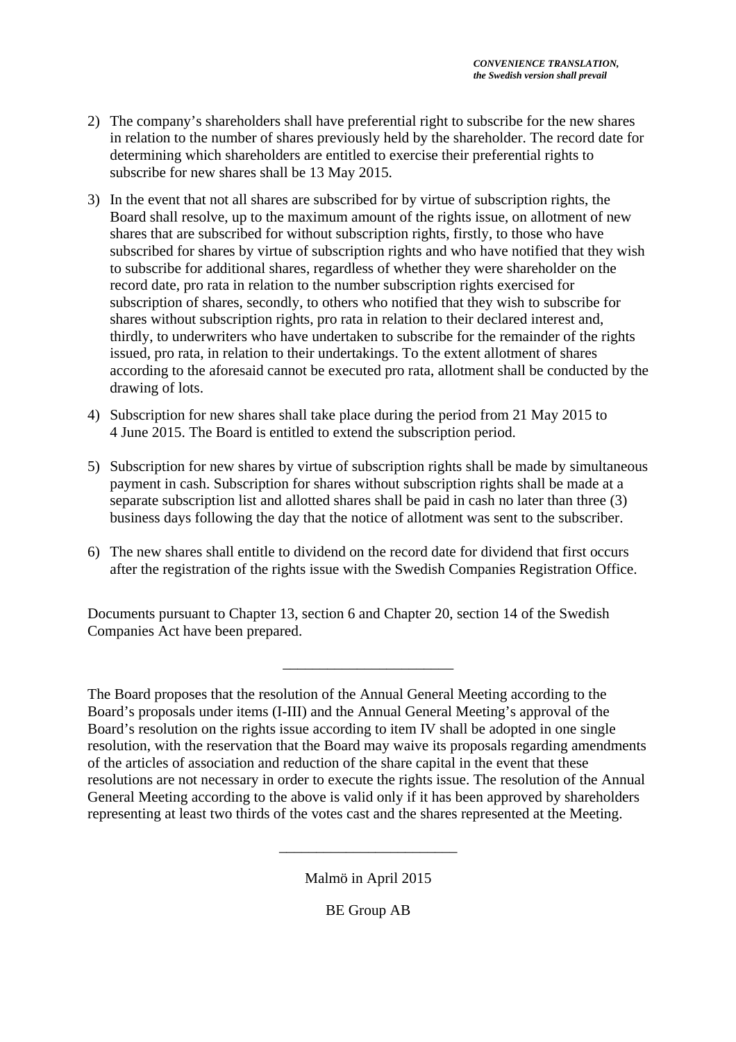*CONVENIENCE TRANSLATION, the Swedish version shall prevail*

2) The company's shareholders shall have preferential right to subscribe for the new shares in relation to the number of shares previously held by the shareholder. The record date for determining which shareholders are entitled to exercise their preferential rights to subscribe for new shares shall be 13 May 2015.

3) In the event that not all shares are subscribed for by virtue of subscription rights, the Board shall resolve, up to the maximum amount of the rights issue, on allotment of new shares that are subscribed for without subscription rights, firstly, to those who have subscribed for shares by virtue of subscription rights and who have notified that they wish to subscribe for additional shares, regardless of whether they were shareholder on the record date, pro rata in relation to the number subscription rights exercised for subscription of shares, secondly, to others who notified that they wish to subscribe for shares without subscription rights, pro rata in relation to their declared interest and, thirdly, to underwriters who have undertaken to subscribe for the remainder of the rights issued, pro rata, in relation to their undertakings. To the extent allotment of shares according to the aforesaid cannot be executed pro rata, allotment shall be conducted by the drawing of lots.

4) Subscription for new shares shall take place during the period from 21 May 2015 to 4 June 2015. The Board is entitled to extend the subscription period.

5) Subscription for new shares by virtue of subscription rights shall be made by simultaneous payment in cash. Subscription for shares without subscription rights shall be made at a separate subscription list and allotted shares shall be paid in cash no later than three (3) business days following the day that the notice of allotment was sent to the subscriber.

6) The new shares shall entitle to dividend on the record date for dividend that first occurs after the registration of the rights issue with the Swedish Companies Registration Office.

Documents pursuant to Chapter 13, section 6 and Chapter 20, section 14 of the Swedish Companies Act have been prepared.

---

The Board proposes that the resolution of the Annual General Meeting according to the Board's proposals under items (I-III) and the Annual General Meeting's approval of the Board's resolution on the rights issue according to item IV shall be adopted in one single resolution, with the reservation that the Board may waive its proposals regarding amendments of the articles of association and reduction of the share capital in the event that these resolutions are not necessary in order to execute the rights issue. The resolution of the Annual General Meeting according to the above is valid only if it has been approved by shareholders representing at least two thirds of the votes cast and the shares represented at the Meeting.

---

Malmö in April 2015

BE Group AB